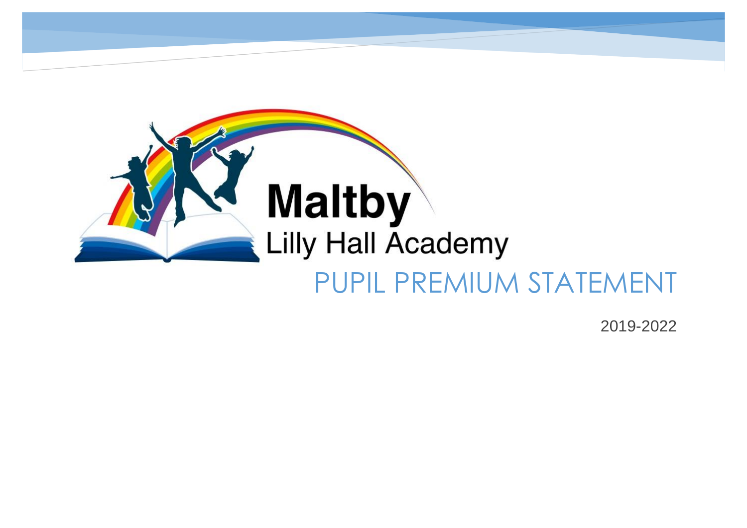Maltby

Lilly Hall Academy

# PUPIL PREMIUM STATEMENT

2019-2022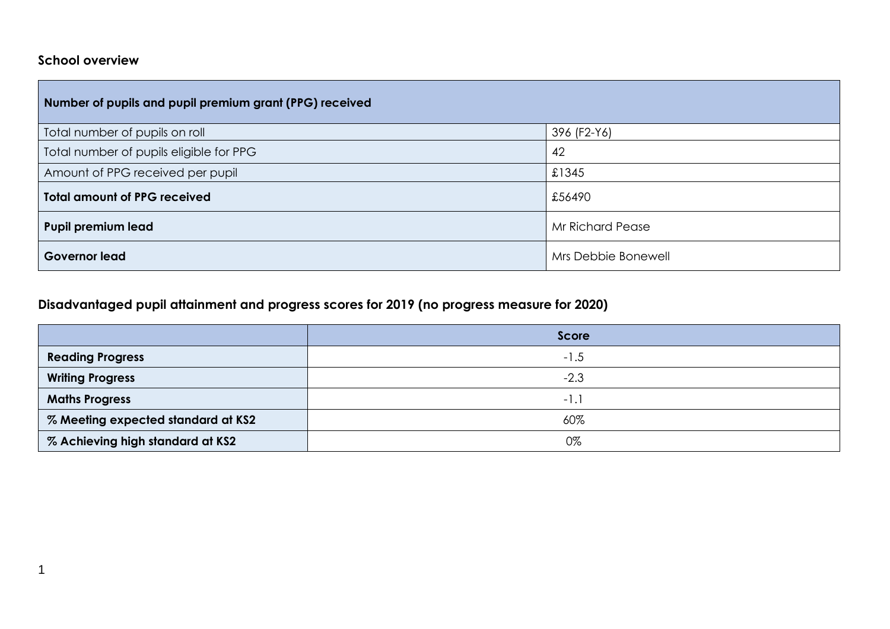## School overview

| Number of pupils and pupil premium grant (PPG) received | |
|---|---|
| Total number of pupils on roll | 396 (F2-Y6) |
| Total number of pupils eligible for PPG | 42 |
| Amount of PPG received per pupil | £1345 |
| **Total amount of PPG received** | £56490 |
| **Pupil premium lead** | Mr Richard Pease |
| **Governor lead** | Mrs Debbie Bonewell |

## Disadvantaged pupil attainment and progress scores for 2019 (no progress measure for 2020)

| | Score |
|---|---|
| **Reading Progress** | -1.5 |
| **Writing Progress** | -2.3 |
| **Maths Progress** | -1.1 |
| **% Meeting expected standard at KS2** | 60% |
| **% Achieving high standard at KS2** | 0% |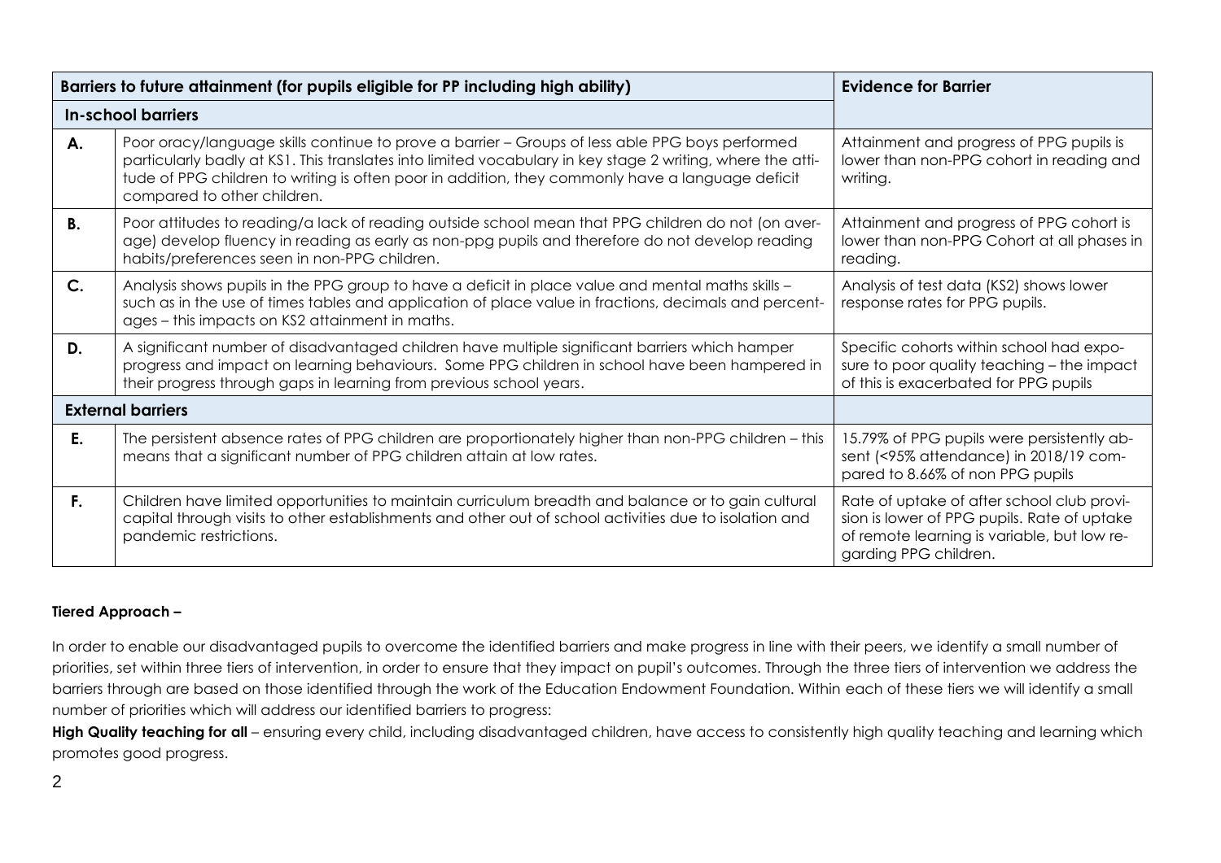| Barriers to future attainment (for pupils eligible for PP including high ability) | | Evidence for Barrier |
|---|---|---|
| **In-school barriers** | | |
| **A.** | Poor oracy/language skills continue to prove a barrier – Groups of less able PPG boys performed particularly badly at KS1. This translates into limited vocabulary in key stage 2 writing, where the attitude of PPG children to writing is often poor in addition, they commonly have a language deficit compared to other children. | Attainment and progress of PPG pupils is lower than non-PPG cohort in reading and writing. |
| **B.** | Poor attitudes to reading/a lack of reading outside school mean that PPG children do not (on average) develop fluency in reading as early as non-ppg pupils and therefore do not develop reading habits/preferences seen in non-PPG children. | Attainment and progress of PPG cohort is lower than non-PPG Cohort at all phases in reading. |
| **C.** | Analysis shows pupils in the PPG group to have a deficit in place value and mental maths skills – such as in the use of times tables and application of place value in fractions, decimals and percentages – this impacts on KS2 attainment in maths. | Analysis of test data (KS2) shows lower response rates for PPG pupils. |
| **D.** | A significant number of disadvantaged children have multiple significant barriers which hamper progress and impact on learning behaviours. Some PPG children in school have been hampered in their progress through gaps in learning from previous school years. | Specific cohorts within school had exposure to poor quality teaching – the impact of this is exacerbated for PPG pupils |
| **External barriers** | | |
| **E.** | The persistent absence rates of PPG children are proportionately higher than non-PPG children – this means that a significant number of PPG children attain at low rates. | 15.79% of PPG pupils were persistently absent (<95% attendance) in 2018/19 compared to 8.66% of non PPG pupils |
| **F.** | Children have limited opportunities to maintain curriculum breadth and balance or to gain cultural capital through visits to other establishments and other out of school activities due to isolation and pandemic restrictions. | Rate of uptake of after school club provision is lower of PPG pupils. Rate of uptake of remote learning is variable, but low regarding PPG children. |

**Tiered Approach –**

In order to enable our disadvantaged pupils to overcome the identified barriers and make progress in line with their peers, we identify a small number of priorities, set within three tiers of intervention, in order to ensure that they impact on pupil's outcomes. Through the three tiers of intervention we address the barriers through are based on those identified through the work of the Education Endowment Foundation. Within each of these tiers we will identify a small number of priorities which will address our identified barriers to progress:

**High Quality teaching for all** – ensuring every child, including disadvantaged children, have access to consistently high quality teaching and learning which promotes good progress.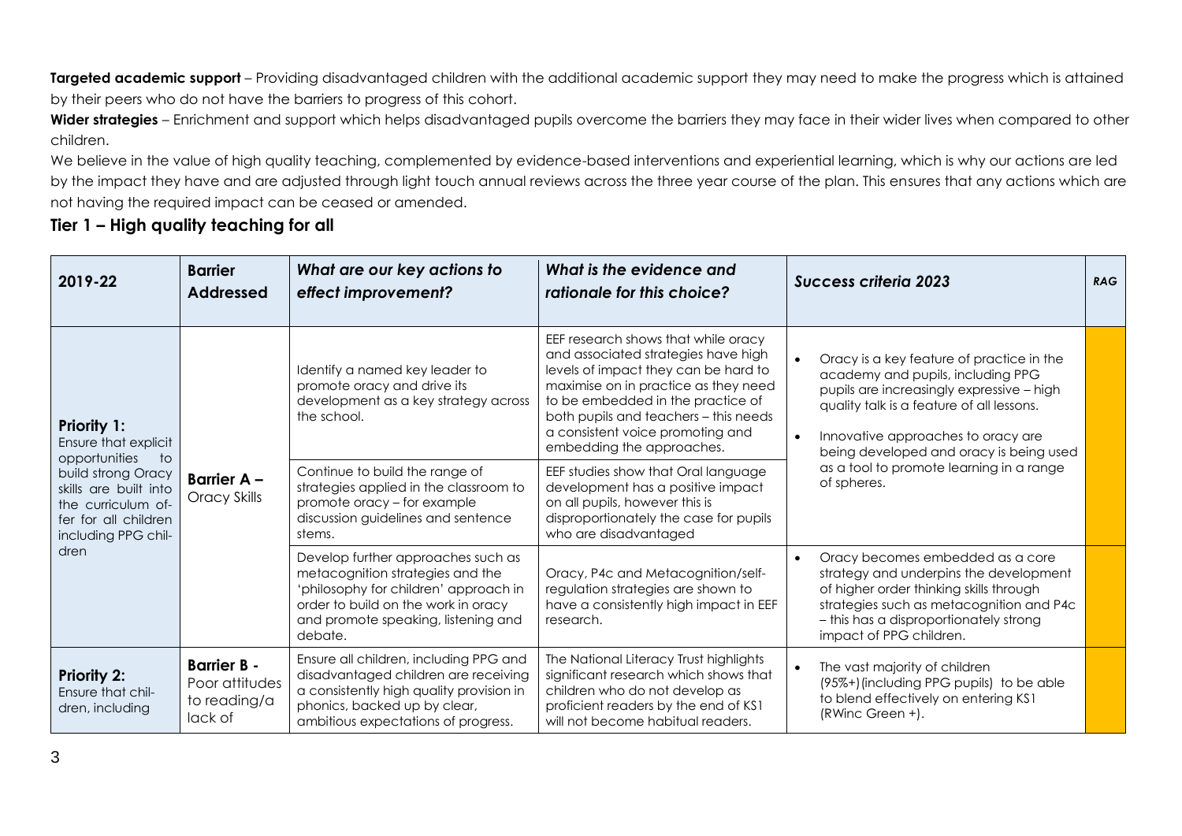**Targeted academic support** – Providing disadvantaged children with the additional academic support they may need to make the progress which is attained by their peers who do not have the barriers to progress of this cohort.

**Wider strategies** – Enrichment and support which helps disadvantaged pupils overcome the barriers they may face in their wider lives when compared to other children.

We believe in the value of high quality teaching, complemented by evidence-based interventions and experiential learning, which is why our actions are led by the impact they have and are adjusted through light touch annual reviews across the three year course of the plan. This ensures that any actions which are not having the required impact can be ceased or amended.

## Tier 1 – High quality teaching for all

| 2019-22 | Barrier Addressed | *What are our key actions to effect improvement?* | *What is the evidence and rationale for this choice?* | *Success criteria 2023* | *RAG* |
|---|---|---|---|---|---|
| **Priority 1:** Ensure that explicit opportunities to build strong Oracy skills are built into the curriculum offer for all children including PPG children | **Barrier A –** Oracy Skills | Identify a named key leader to promote oracy and drive its development as a key strategy across the school. | EEF research shows that while oracy and associated strategies have high levels of impact they can be hard to maximise on in practice as they need to be embedded in the practice of both pupils and teachers – this needs a consistent voice promoting and embedding the approaches. | • Oracy is a key feature of practice in the academy and pupils, including PPG pupils are increasingly expressive – high quality talk is a feature of all lessons.<br>• Innovative approaches to oracy are being developed and oracy is being used as a tool to promote learning in a range of spheres. | |
| | | Continue to build the range of strategies applied in the classroom to promote oracy – for example discussion guidelines and sentence stems. | EEF studies show that Oral language development has a positive impact on all pupils, however this is disproportionately the case for pupils who are disadvantaged | | |
| | | Develop further approaches such as metacognition strategies and the 'philosophy for children' approach in order to build on the work in oracy and promote speaking, listening and debate. | Oracy, P4c and Metacognition/self-regulation strategies are shown to have a consistently high impact in EEF research. | • Oracy becomes embedded as a core strategy and underpins the development of higher order thinking skills through strategies such as metacognition and P4c – this has a disproportionately strong impact of PPG children. | |
| **Priority 2:** Ensure that children, including | **Barrier B -** Poor attitudes to reading/a lack of | Ensure all children, including PPG and disadvantaged children are receiving a consistently high quality provision in phonics, backed up by clear, ambitious expectations of progress. | The National Literacy Trust highlights significant research which shows that children who do not develop as proficient readers by the end of KS1 will not become habitual readers. | • The vast majority of children (95%+)(including PPG pupils) to be able to blend effectively on entering KS1 (RWinc Green +). | |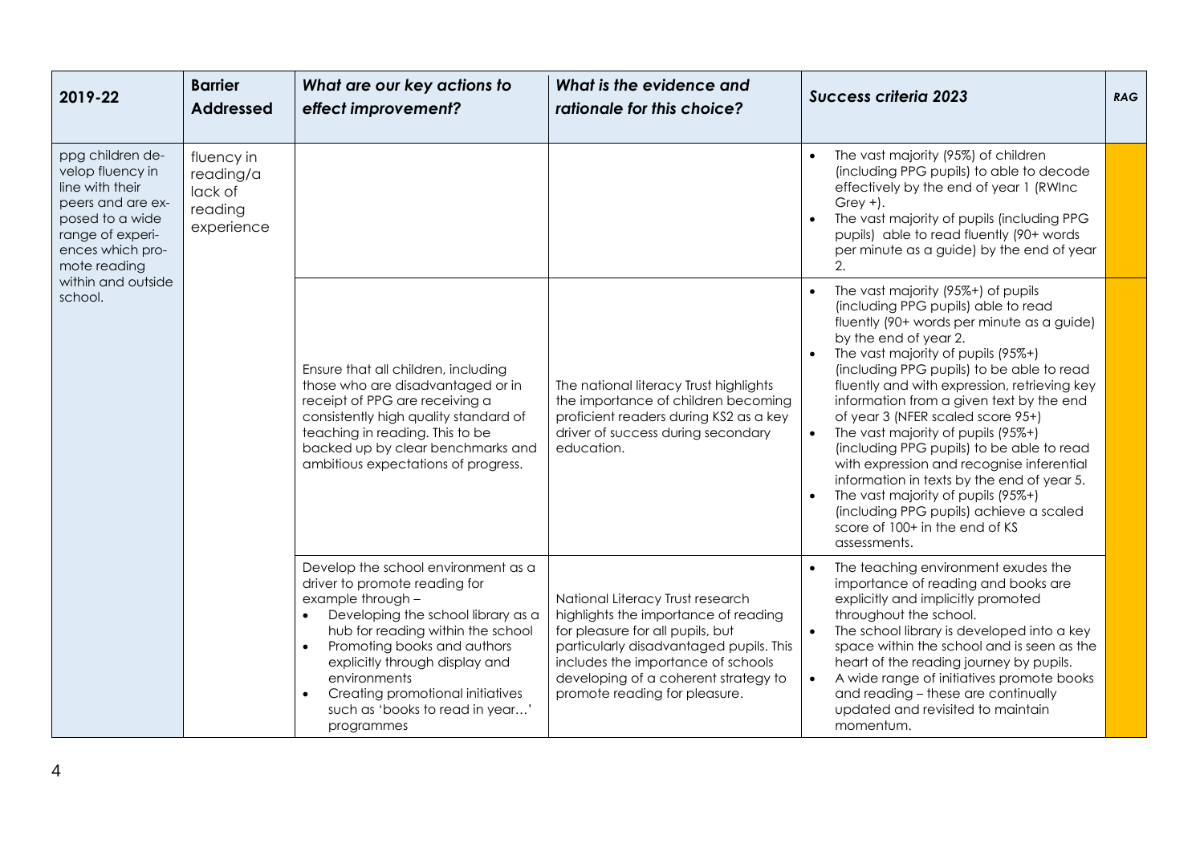| 2019-22 | Barrier Addressed | *What are our key actions to effect improvement?* | *What is the evidence and rationale for this choice?* | *Success criteria 2023* | *RAG* |
|---|---|---|---|---|---|
| ppg children develop fluency in line with their peers and are exposed to a wide range of experiences which promote reading within and outside school. | fluency in reading/a lack of reading experience | | | • The vast majority (95%) of children (including PPG pupils) to able to decode effectively by the end of year 1 (RWInc Grey +).<br>• The vast majority of pupils (including PPG pupils) able to read fluently (90+ words per minute as a guide) by the end of year 2. | |
| | | Ensure that all children, including those who are disadvantaged or in receipt of PPG are receiving a consistently high quality standard of teaching in reading. This to be backed up by clear benchmarks and ambitious expectations of progress. | The national literacy Trust highlights the importance of children becoming proficient readers during KS2 as a key driver of success during secondary education. | • The vast majority (95%+) of pupils (including PPG pupils) able to read fluently (90+ words per minute as a guide) by the end of year 2.<br>• The vast majority of pupils (95%+) (including PPG pupils) to be able to read fluently and with expression, retrieving key information from a given text by the end of year 3 (NFER scaled score 95+)<br>• The vast majority of pupils (95%+) (including PPG pupils) to be able to read with expression and recognise inferential information in texts by the end of year 5.<br>• The vast majority of pupils (95%+) (including PPG pupils) achieve a scaled score of 100+ in the end of KS assessments. | |
| | | Develop the school environment as a driver to promote reading for example through –<br>• Developing the school library as a hub for reading within the school<br>• Promoting books and authors explicitly through display and environments<br>• Creating promotional initiatives such as 'books to read in year…' programmes | National Literacy Trust research highlights the importance of reading for pleasure for all pupils, but particularly disadvantaged pupils. This includes the importance of schools developing of a coherent strategy to promote reading for pleasure. | • The teaching environment exudes the importance of reading and books are explicitly and implicitly promoted throughout the school.<br>• The school library is developed into a key space within the school and is seen as the heart of the reading journey by pupils.<br>• A wide range of initiatives promote books and reading – these are continually updated and revisited to maintain momentum. | |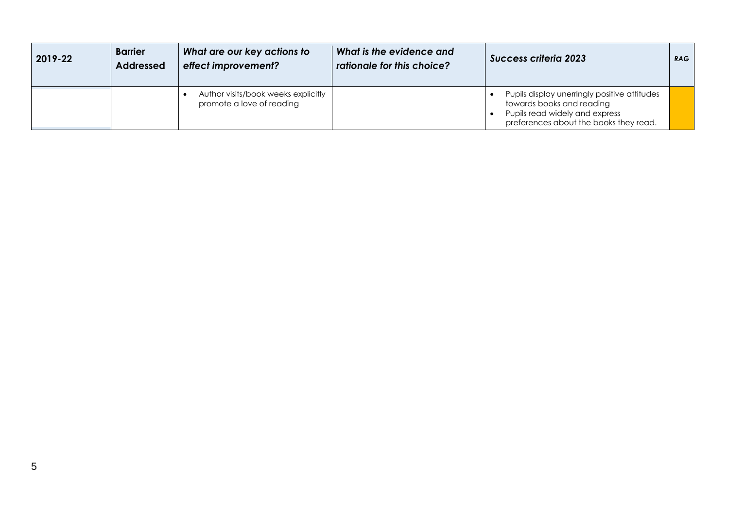| 2019-22 | Barrier Addressed | *What are our key actions to effect improvement?* | *What is the evidence and rationale for this choice?* | *Success criteria 2023* | *RAG* |
|---|---|---|---|---|---|
| | | • Author visits/book weeks explicitly promote a love of reading | | • Pupils display unerringly positive attitudes towards books and reading<br>• Pupils read widely and express preferences about the books they read. | |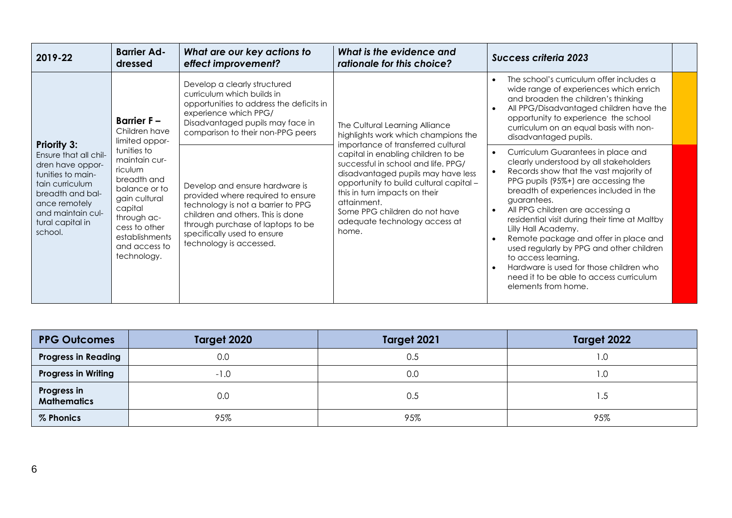| 2019-22 | Barrier Addressed | *What are our key actions to effect improvement?* | *What is the evidence and rationale for this choice?* | *Success criteria 2023* | |
|---|---|---|---|---|---|
| **Priority 3:** Ensure that all children have opportunities to maintain curriculum breadth and balance remotely and maintain cultural capital in school. | **Barrier F –** Children have limited opportunities to maintain curriculum breadth and balance or to gain cultural capital through access to other establishments and access to technology. | Develop a clearly structured curriculum which builds in opportunities to address the deficits in experience which PPG/ Disadvantaged pupils may face in comparison to their non-PPG peers | The Cultural Learning Alliance highlights work which champions the importance of transferred cultural capital in enabling children to be successful in school and life. PPG/ disadvantaged pupils may have less opportunity to build cultural capital – this in turn impacts on their attainment. Some PPG children do not have adequate technology access at home. | • The school's curriculum offer includes a wide range of experiences which enrich and broaden the children's thinking<br>• All PPG/Disadvantaged children have the opportunity to experience the school curriculum on an equal basis with non-disadvantaged pupils. | |
| | | Develop and ensure hardware is provided where required to ensure technology is not a barrier to PPG children and others. This is done through purchase of laptops to be specifically used to ensure technology is accessed. | | • Curriculum Guarantees in place and clearly understood by all stakeholders<br>• Records show that the vast majority of PPG pupils (95%+) are accessing the breadth of experiences included in the guarantees.<br>• All PPG children are accessing a residential visit during their time at Maltby Lilly Hall Academy.<br>• Remote package and offer in place and used regularly by PPG and other children to access learning.<br>• Hardware is used for those children who need it to be able to access curriculum elements from home. | |

| PPG Outcomes | Target 2020 | Target 2021 | Target 2022 |
|---|---|---|---|
| **Progress in Reading** | 0.0 | 0.5 | 1.0 |
| **Progress in Writing** | -1.0 | 0.0 | 1.0 |
| **Progress in Mathematics** | 0.0 | 0.5 | 1.5 |
| **% Phonics** | 95% | 95% | 95% |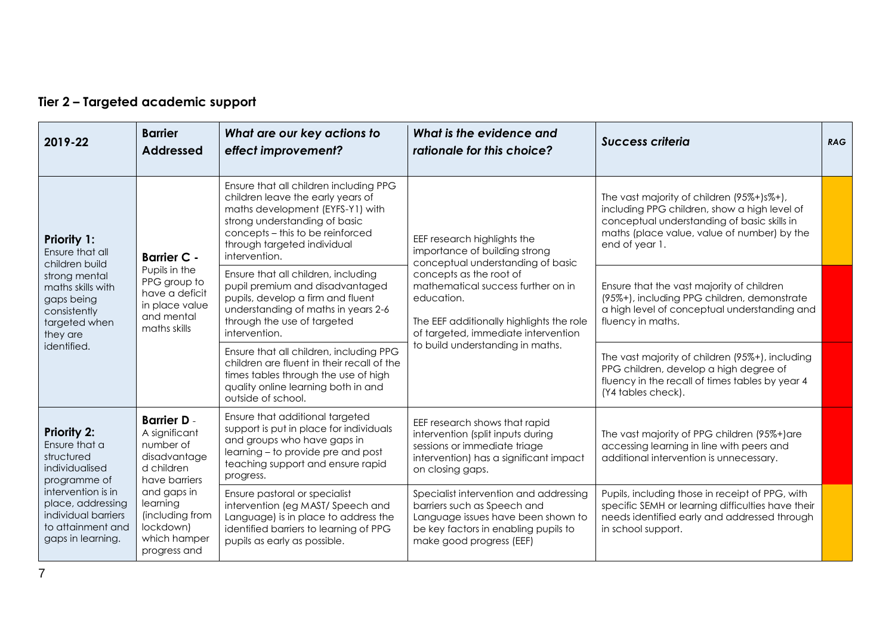## Tier 2 – Targeted academic support

| 2019-22 | Barrier Addressed | *What are our key actions to effect improvement?* | *What is the evidence and rationale for this choice?* | *Success criteria* | *RAG* |
|---|---|---|---|---|---|
| **Priority 1:** Ensure that all children build strong mental maths skills with gaps being consistently targeted when they are identified. | **Barrier C -** Pupils in the PPG group to have a deficit in place value and mental maths skills | Ensure that all children including PPG children leave the early years of maths development (EYFS-Y1) with strong understanding of basic concepts – this to be reinforced through targeted individual intervention. | EEF research highlights the importance of building strong conceptual understanding of basic concepts as the root of mathematical success further on in education. The EEF additionally highlights the role of targeted, immediate intervention to build understanding in maths. | The vast majority of children (95%+)s%+), including PPG children, show a high level of conceptual understanding of basic skills in maths (place value, value of number) by the end of year 1. | |
| | | Ensure that all children, including pupil premium and disadvantaged pupils, develop a firm and fluent understanding of maths in years 2-6 through the use of targeted intervention. | | Ensure that the vast majority of children (95%+), including PPG children, demonstrate a high level of conceptual understanding and fluency in maths. | |
| | | Ensure that all children, including PPG children are fluent in their recall of the times tables through the use of high quality online learning both in and outside of school. | | The vast majority of children (95%+), including PPG children, develop a high degree of fluency in the recall of times tables by year 4 (Y4 tables check). | |
| **Priority 2:** Ensure that a structured individualised programme of intervention is in place, addressing individual barriers to attainment and gaps in learning. | **Barrier D** - A significant number of disadvantaged children have barriers and gaps in learning (including from lockdown) which hamper progress and | Ensure that additional targeted support is put in place for individuals and groups who have gaps in learning – to provide pre and post teaching support and ensure rapid progress. | EEF research shows that rapid intervention (split inputs during sessions or immediate triage intervention) has a significant impact on closing gaps. | The vast majority of PPG children (95%+)are accessing learning in line with peers and additional intervention is unnecessary. | |
| | | Ensure pastoral or specialist intervention (eg MAST/ Speech and Language) is in place to address the identified barriers to learning of PPG pupils as early as possible. | Specialist intervention and addressing barriers such as Speech and Language issues have been shown to be key factors in enabling pupils to make good progress (EEF) | Pupils, including those in receipt of PPG, with specific SEMH or learning difficulties have their needs identified early and addressed through in school support. | |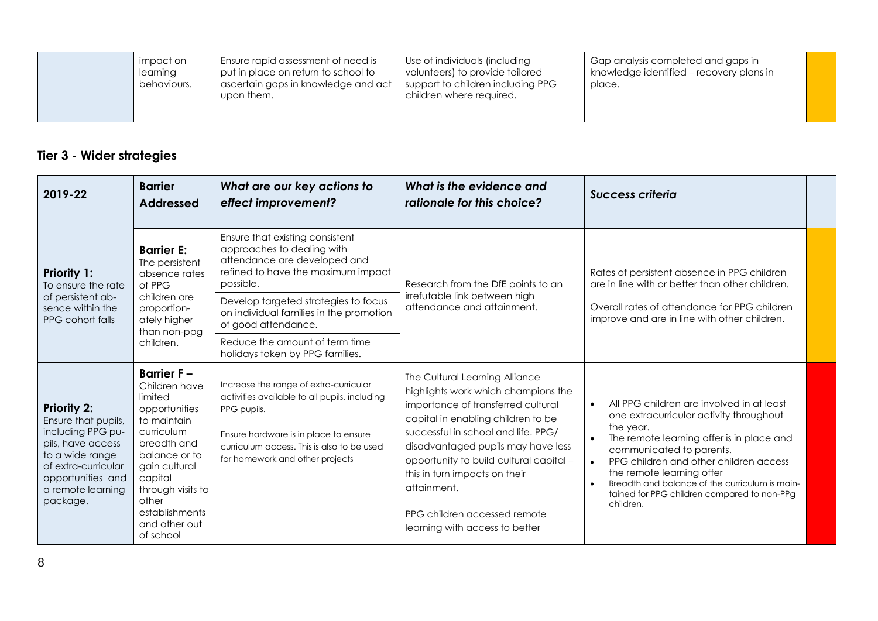| | | | | | |
|---|---|---|---|---|---|
| | impact on learning behaviours. | Ensure rapid assessment of need is put in place on return to school to ascertain gaps in knowledge and act upon them. | Use of individuals (including volunteers) to provide tailored support to children including PPG children where required. | Gap analysis completed and gaps in knowledge identified – recovery plans in place. | |

## Tier 3 - Wider strategies

| 2019-22 | Barrier Addressed | *What are our key actions to effect improvement?* | *What is the evidence and rationale for this choice?* | *Success criteria* | |
|---|---|---|---|---|---|
| **Priority 1:** To ensure the rate of persistent absence within the PPG cohort falls | **Barrier E:** The persistent absence rates of PPG children are proportionately higher than non-ppg children. | Ensure that existing consistent approaches to dealing with attendance are developed and refined to have the maximum impact possible. | Research from the DfE points to an irrefutable link between high attendance and attainment. | Rates of persistent absence in PPG children are in line with or better than other children.<br><br>Overall rates of attendance for PPG children improve and are in line with other children. | |
| | | Develop targeted strategies to focus on individual families in the promotion of good attendance. | | | |
| | | Reduce the amount of term time holidays taken by PPG families. | | | |
| **Priority 2:** Ensure that pupils, including PPG pupils, have access to a wide range of extra-curricular opportunities and a remote learning package. | **Barrier F –** Children have limited opportunities to maintain curriculum breadth and balance or to gain cultural capital through visits to other establishments and other out of school | Increase the range of extra-curricular activities available to all pupils, including PPG pupils.<br><br>Ensure hardware is in place to ensure curriculum access. This is also to be used for homework and other projects | The Cultural Learning Alliance highlights work which champions the importance of transferred cultural capital in enabling children to be successful in school and life. PPG/ disadvantaged pupils may have less opportunity to build cultural capital – this in turn impacts on their attainment.<br><br>PPG children accessed remote learning with access to better | • All PPG children are involved in at least one extracurricular activity throughout the year.<br>• The remote learning offer is in place and communicated to parents.<br>• PPG children and other children access the remote learning offer<br>• Breadth and balance of the curriculum is maintained for PPG children compared to non-PPg children. | |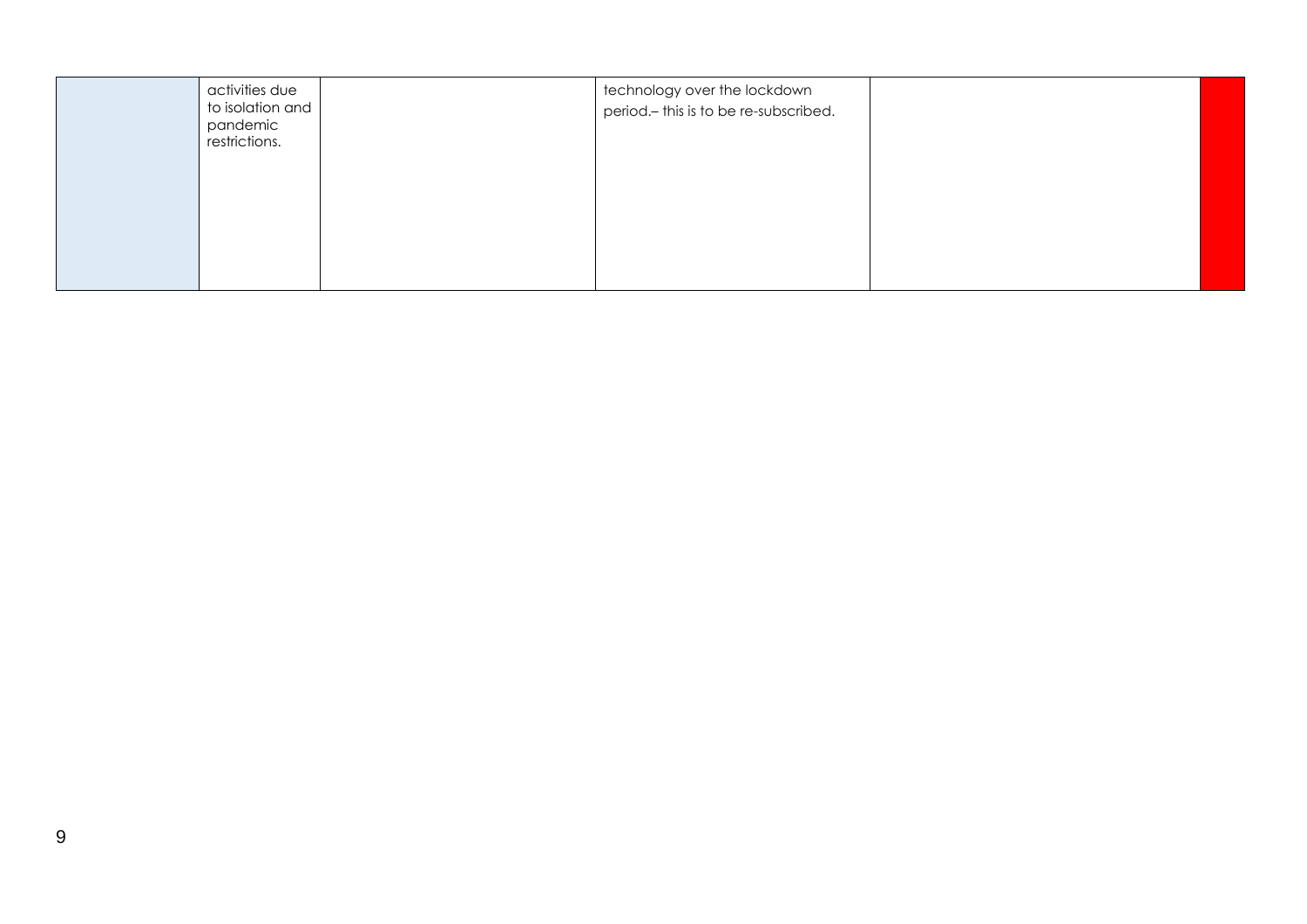|  |  |  |  |  |  |
|---|---|---|---|---|---|
|  | activities due to isolation and pandemic restrictions. |  | technology over the lockdown period.– this is to be re-subscribed. |  |  |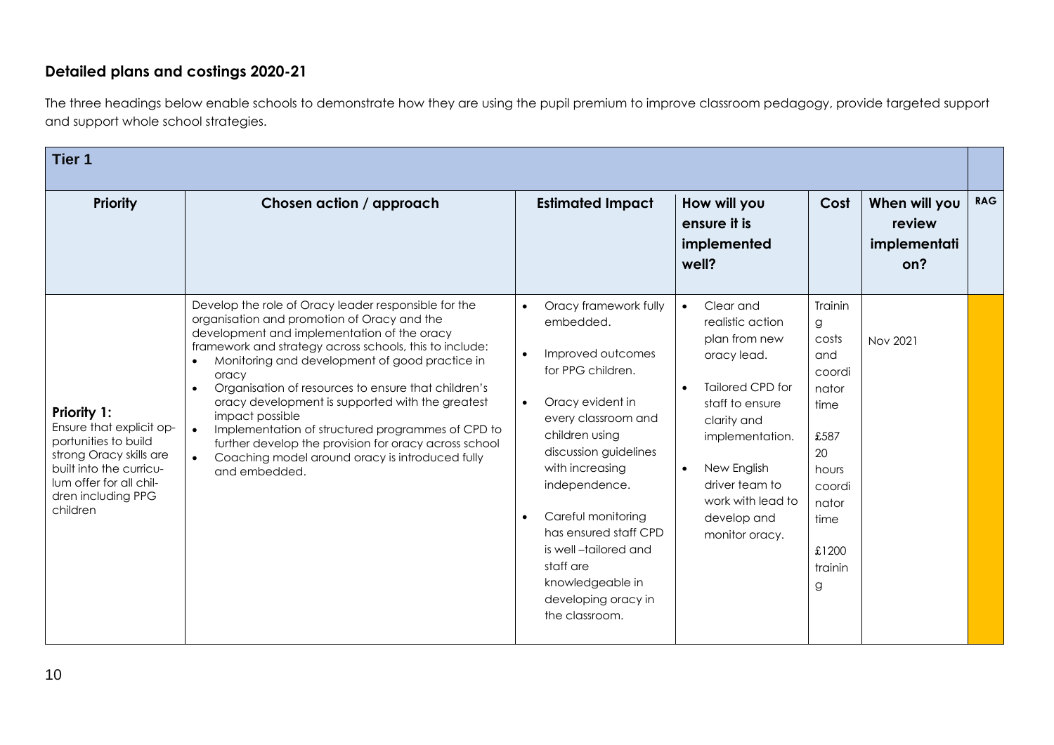## Detailed plans and costings 2020-21

The three headings below enable schools to demonstrate how they are using the pupil premium to improve classroom pedagogy, provide targeted support and support whole school strategies.

| **Tier 1** | | | | | | |
|---|---|---|---|---|---|---|
| **Priority** | **Chosen action / approach** | **Estimated Impact** | **How will you ensure it is implemented well?** | **Cost** | **When will you review implementation?** | **RAG** |
| **Priority 1:** Ensure that explicit opportunities to build strong Oracy skills are built into the curriculum offer for all children including PPG children | Develop the role of Oracy leader responsible for the organisation and promotion of Oracy and the development and implementation of the oracy framework and strategy across schools, this to include: <br>• Monitoring and development of good practice in oracy <br>• Organisation of resources to ensure that children's oracy development is supported with the greatest impact possible <br>• Implementation of structured programmes of CPD to further develop the provision for oracy across school <br>• Coaching model around oracy is introduced fully and embedded. | • Oracy framework fully embedded. <br>• Improved outcomes for PPG children. <br>• Oracy evident in every classroom and children using discussion guidelines with increasing independence. <br>• Careful monitoring has ensured staff CPD is well –tailored and staff are knowledgeable in developing oracy in the classroom. | • Clear and realistic action plan from new oracy lead. <br>• Tailored CPD for staff to ensure clarity and implementation. <br>• New English driver team to work with lead to develop and monitor oracy. | Training costs and coordinator time <br><br>£587 20 hours coordinator time <br><br>£1200 training | Nov 2021 | |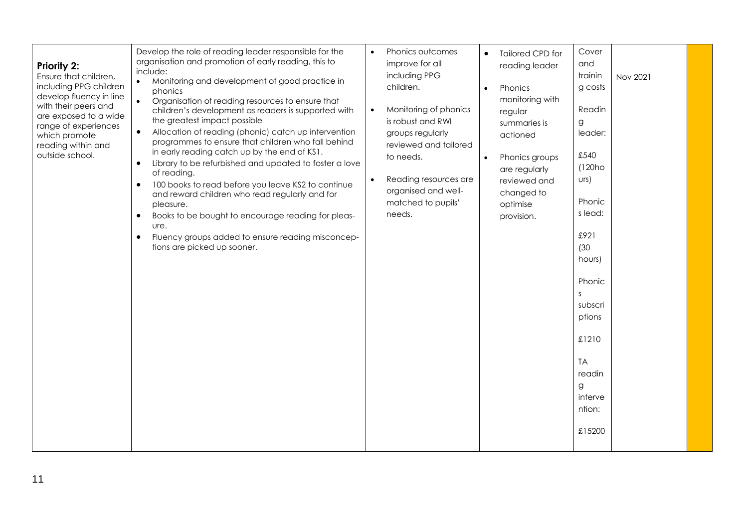| **Priority 2:** Ensure that children, including PPG children develop fluency in line with their peers and are exposed to a wide range of experiences which promote reading within and outside school. | Develop the role of reading leader responsible for the organisation and promotion of early reading, this to include:<br>• Monitoring and development of good practice in phonics<br>• Organisation of reading resources to ensure that children's development as readers is supported with the greatest impact possible<br>• Allocation of reading (phonic) catch up intervention programmes to ensure that children who fall behind in early reading catch up by the end of KS1.<br>• Library to be refurbished and updated to foster a love of reading.<br>• 100 books to read before you leave KS2 to continue and reward children who read regularly and for pleasure.<br>• Books to be bought to encourage reading for pleasure.<br>• Fluency groups added to ensure reading misconceptions are picked up sooner. | • Phonics outcomes improve for all including PPG children.<br>• Monitoring of phonics is robust and RWI groups regularly reviewed and tailored to needs.<br>• Reading resources are organised and well-matched to pupils' needs. | • Tailored CPD for reading leader<br>• Phonics monitoring with regular summaries is actioned<br>• Phonics groups are regularly reviewed and changed to optimise provision. | Cover and training costs<br><br>Reading leader:<br><br>£540 (120hours)<br><br>Phonics lead:<br><br>£921 (30 hours)<br><br>Phonics subscriptions<br><br>£1210<br><br>TA reading intervention:<br><br>£15200 | Nov 2021 | |
|---|---|---|---|---|---|---|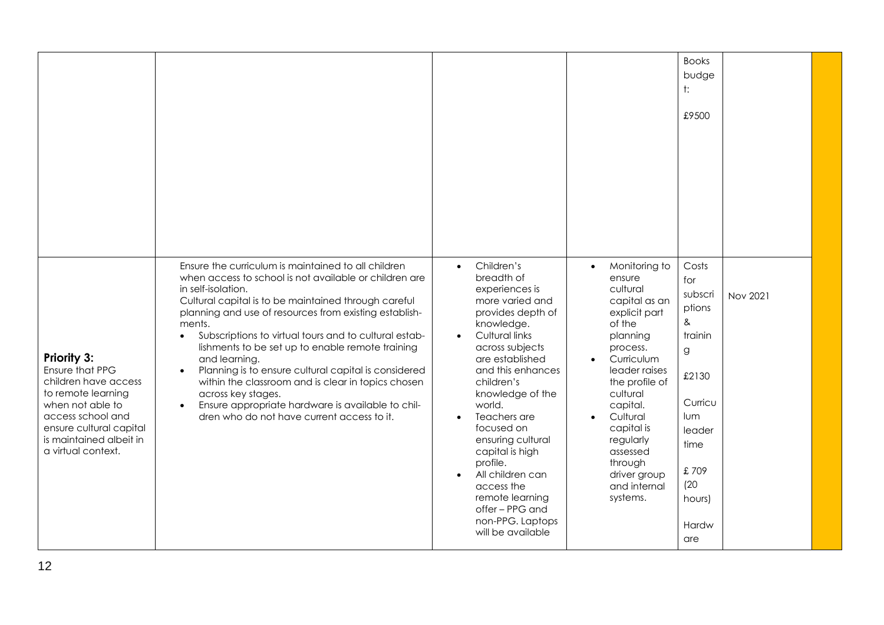| | | | | | | |
|---|---|---|---|---|---|---|
| | | | | Books budget: £9500 | | |
| **Priority 3:** Ensure that PPG children have access to remote learning when not able to access school and ensure cultural capital is maintained albeit in a virtual context. | Ensure the curriculum is maintained to all children when access to school is not available or children are in self-isolation. Cultural capital is to be maintained through careful planning and use of resources from existing establishments. <br>• Subscriptions to virtual tours and to cultural establishments to be set up to enable remote training and learning. <br>• Planning is to ensure cultural capital is considered within the classroom and is clear in topics chosen across key stages. <br>• Ensure appropriate hardware is available to children who do not have current access to it. | • Children's breadth of experiences is more varied and provides depth of knowledge. <br>• Cultural links across subjects are established and this enhances children's knowledge of the world. <br>• Teachers are focused on ensuring cultural capital is high profile. <br>• All children can access the remote learning offer – PPG and non-PPG. Laptops will be available | • Monitoring to ensure cultural capital as an explicit part of the planning process. <br>• Curriculum leader raises the profile of cultural capital. <br>• Cultural capital is regularly assessed through driver group and internal systems. | Costs for subscriptions & training <br><br>£2130 <br><br>Curriculum leader time <br><br>£ 709 (20 hours) <br><br>Hardware | Nov 2021 | |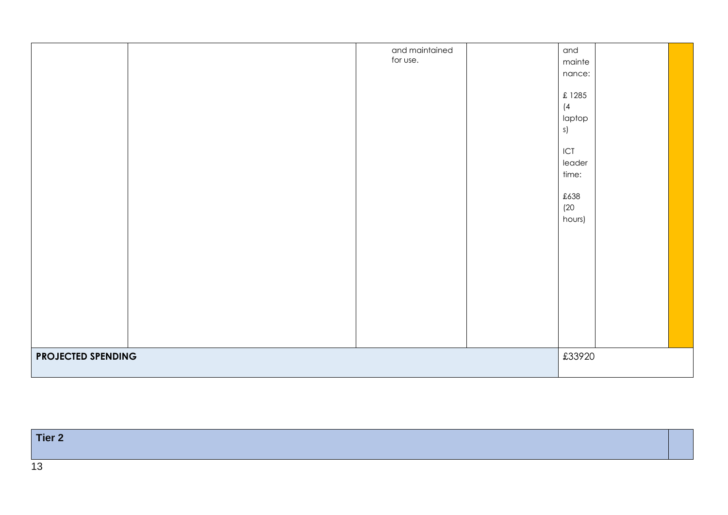| | | | | | | |
|---|---|---|---|---|---|---|
| | | and maintained for use. | | and maintenance: £ 1285 (4 laptops) ICT leader time: £638 (20 hours) | | |
| **PROJECTED SPENDING** | | | | £33920 | | |

| **Tier 2** | |
|---|---|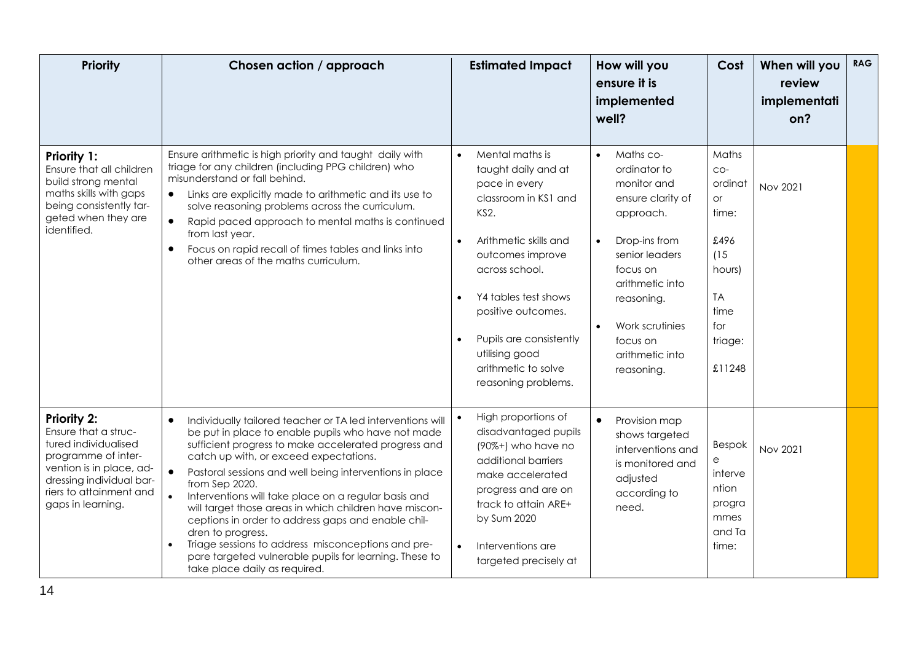| Priority | Chosen action / approach | Estimated Impact | How will you ensure it is implemented well? | Cost | When will you review implementation? | RAG |
|---|---|---|---|---|---|---|
| **Priority 1:** Ensure that all children build strong mental maths skills with gaps being consistently targeted when they are identified. | Ensure arithmetic is high priority and taught daily with triage for any children (including PPG children) who misunderstand or fall behind. <br>• Links are explicitly made to arithmetic and its use to solve reasoning problems across the curriculum. <br>• Rapid paced approach to mental maths is continued from last year. <br>• Focus on rapid recall of times tables and links into other areas of the maths curriculum. | • Mental maths is taught daily and at pace in every classroom in KS1 and KS2. <br>• Arithmetic skills and outcomes improve across school. <br>• Y4 tables test shows positive outcomes. <br>• Pupils are consistently utilising good arithmetic to solve reasoning problems. | • Maths co-ordinator to monitor and ensure clarity of approach. <br>• Drop-ins from senior leaders focus on arithmetic into reasoning. <br>• Work scrutinies focus on arithmetic into reasoning. | Maths co-ordinator time: £496 (15 hours) <br>TA time for triage: £11248 | Nov 2021 | |
| **Priority 2:** Ensure that a structured individualised programme of intervention is in place, addressing individual barriers to attainment and gaps in learning. | • Individually tailored teacher or TA led interventions will be put in place to enable pupils who have not made sufficient progress to make accelerated progress and catch up with, or exceed expectations. <br>• Pastoral sessions and well being interventions in place from Sep 2020. <br>• Interventions will take place on a regular basis and will target those areas in which children have misconceptions in order to address gaps and enable children to progress. <br>• Triage sessions to address misconceptions and prepare targeted vulnerable pupils for learning. These to take place daily as required. | • High proportions of disadvantaged pupils (90%+) who have no additional barriers make accelerated progress and are on track to attain ARE+ by Sum 2020 <br>• Interventions are targeted precisely at | • Provision map shows targeted interventions and is monitored and adjusted according to need. | Bespoke intervention programmes and Ta time: | Nov 2021 | |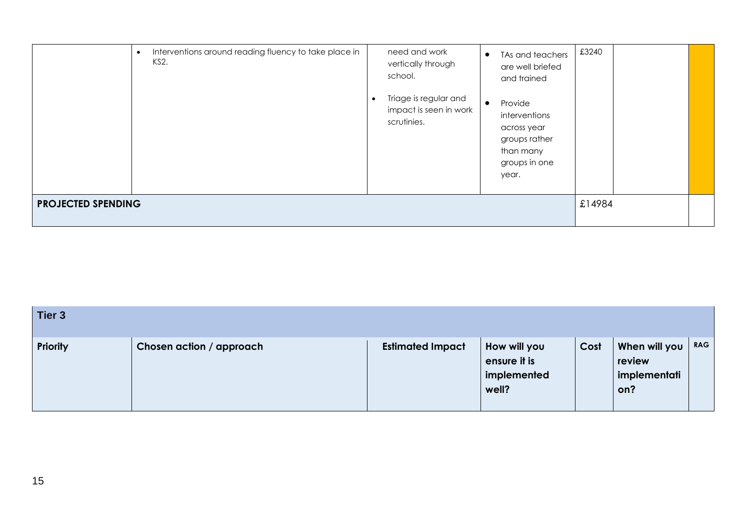| | | | | | | |
|---|---|---|---|---|---|---|
| | • Interventions around reading fluency to take place in KS2. | need and work vertically through school.<br>• Triage is regular and impact is seen in work scrutinies. | • TAs and teachers are well briefed and trained<br>• Provide interventions across year groups rather than many groups in one year. | £3240 | | |
| **PROJECTED SPENDING** | | | | £14984 | | |

| **Tier 3** | | | | | | |
|---|---|---|---|---|---|---|
| **Priority** | **Chosen action / approach** | **Estimated Impact** | **How will you ensure it is implemented well?** | **Cost** | **When will you review implementation?** | **RAG** |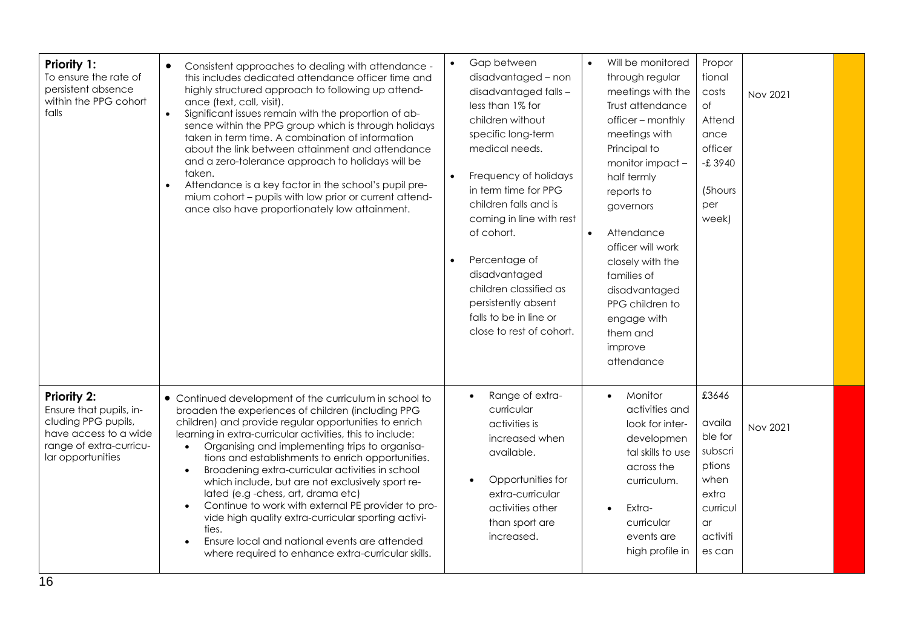| | | | | | | |
|---|---|---|---|---|---|---|
| **Priority 1:**<br>To ensure the rate of persistent absence within the PPG cohort falls | • Consistent approaches to dealing with attendance - this includes dedicated attendance officer time and highly structured approach to following up attendance (text, call, visit).<br>• Significant issues remain with the proportion of absence within the PPG group which is through holidays taken in term time. A combination of information about the link between attainment and attendance and a zero-tolerance approach to holidays will be taken.<br>• Attendance is a key factor in the school's pupil premium cohort – pupils with low prior or current attendance also have proportionately low attainment. | • Gap between disadvantaged – non disadvantaged falls – less than 1% for children without specific long-term medical needs.<br>• Frequency of holidays in term time for PPG children falls and is coming in line with rest of cohort.<br>• Percentage of disadvantaged children classified as persistently absent falls to be in line or close to rest of cohort. | • Will be monitored through regular meetings with the Trust attendance officer – monthly meetings with Principal to monitor impact – half termly reports to governors<br>• Attendance officer will work closely with the families of disadvantaged PPG children to engage with them and improve attendance | Proportional costs of Attendance officer -£ 3940 (5hours per week) | Nov 2021 | |
| **Priority 2:**<br>Ensure that pupils, including PPG pupils, have access to a wide range of extra-curricular opportunities | • Continued development of the curriculum in school to broaden the experiences of children (including PPG children) and provide regular opportunities to enrich learning in extra-curricular activities, this to include:<br>• Organising and implementing trips to organisations and establishments to enrich opportunities.<br>• Broadening extra-curricular activities in school which include, but are not exclusively sport related (e.g -chess, art, drama etc)<br>• Continue to work with external PE provider to provide high quality extra-curricular sporting activities.<br>• Ensure local and national events are attended where required to enhance extra-curricular skills. | • Range of extra-curricular activities is increased when available.<br>• Opportunities for extra-curricular activities other than sport are increased. | • Monitor activities and look for inter-developmental skills to use across the curriculum.<br>• Extra-curricular events are high profile in | £3646 available for subscriptions when extra curricular activities can | Nov 2021 | |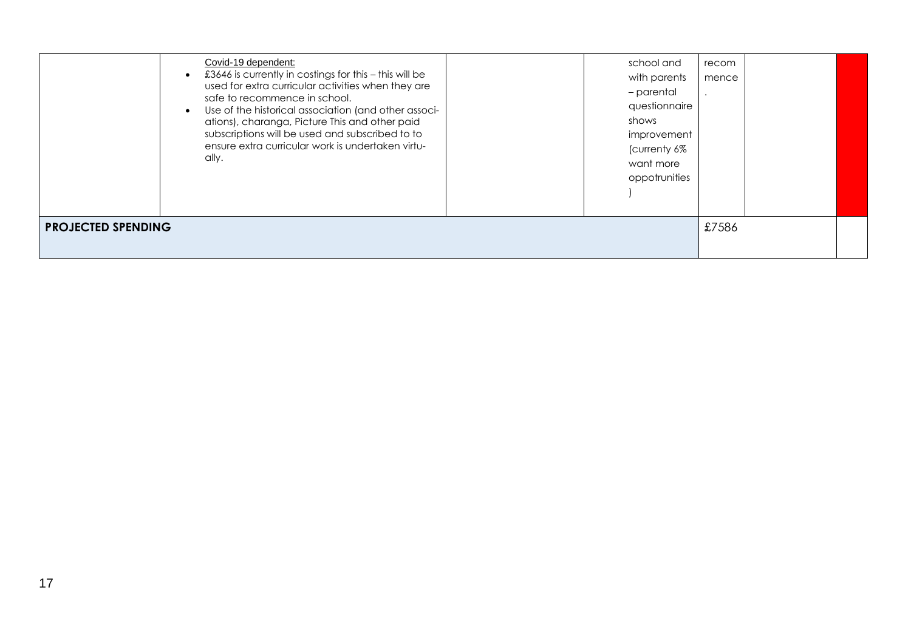| | | | | | | |
|---|---|---|---|---|---|---|
| | Covid-19 dependent:<br>• £3646 is currently in costings for this – this will be used for extra curricular activities when they are safe to recommence in school.<br>• Use of the historical association (and other associations), charanga, Picture This and other paid subscriptions will be used and subscribed to to ensure extra curricular work is undertaken virtually. | | school and with parents – parental questionnaire shows improvement (currenty 6% want more oppotrunities ) | recommence. | | |
| **PROJECTED SPENDING** | | | | £7586 | | |